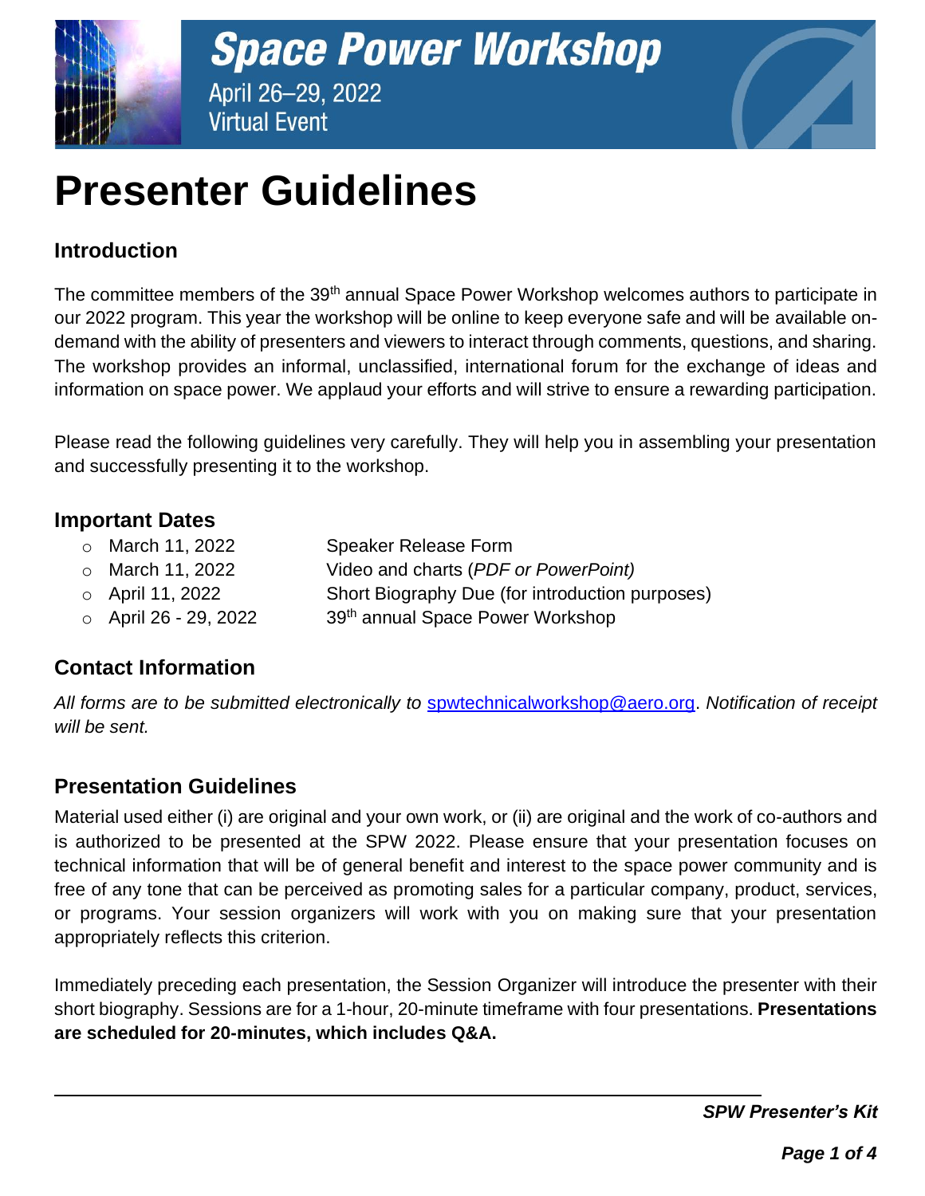# Space Power Workshop

April 26–29, 2022
Virtual Event

# Presenter Guidelines

## Introduction

The committee members of the 39th annual Space Power Workshop welcomes authors to participate in our 2022 program. This year the workshop will be online to keep everyone safe and will be available on-demand with the ability of presenters and viewers to interact through comments, questions, and sharing. The workshop provides an informal, unclassified, international forum for the exchange of ideas and information on space power. We applaud your efforts and will strive to ensure a rewarding participation.

Please read the following guidelines very carefully. They will help you in assembling your presentation and successfully presenting it to the workshop.

## Important Dates

- March 11, 2022 — Speaker Release Form
- March 11, 2022 — Video and charts (*PDF or PowerPoint)*
- April 11, 2022 — Short Biography Due (for introduction purposes)
- April 26 - 29, 2022 — 39th annual Space Power Workshop

## Contact Information

*All forms are to be submitted electronically to* spwtechnicalworkshop@aero.org. *Notification of receipt will be sent.*

## Presentation Guidelines

Material used either (i) are original and your own work, or (ii) are original and the work of co-authors and is authorized to be presented at the SPW 2022. Please ensure that your presentation focuses on technical information that will be of general benefit and interest to the space power community and is free of any tone that can be perceived as promoting sales for a particular company, product, services, or programs. Your session organizers will work with you on making sure that your presentation appropriately reflects this criterion.

Immediately preceding each presentation, the Session Organizer will introduce the presenter with their short biography. Sessions are for a 1-hour, 20-minute timeframe with four presentations. **Presentations are scheduled for 20-minutes, which includes Q&A.**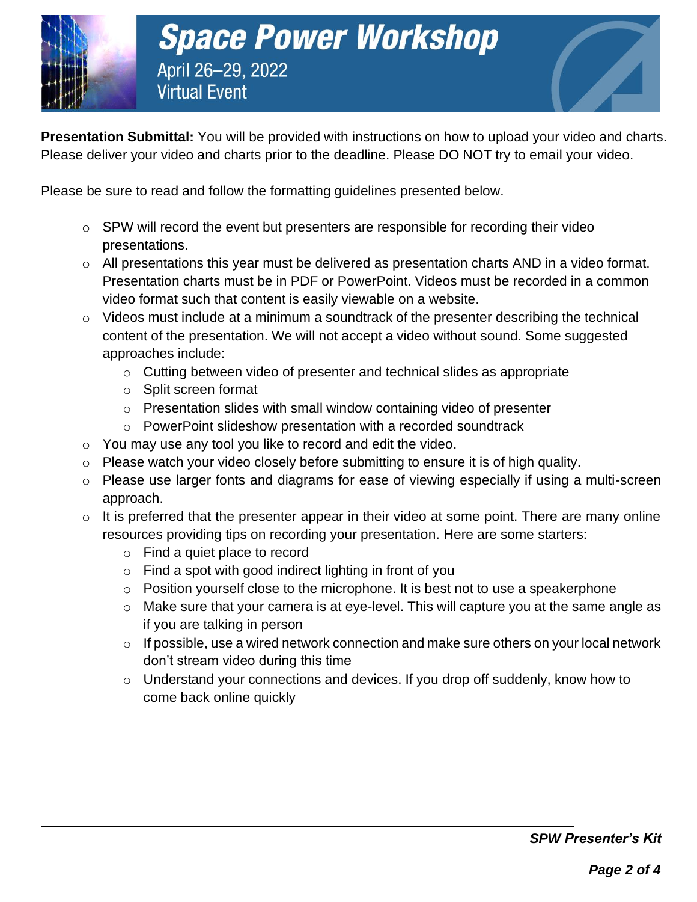**Presentation Submittal:** You will be provided with instructions on how to upload your video and charts. Please deliver your video and charts prior to the deadline. Please DO NOT try to email your video.

Please be sure to read and follow the formatting guidelines presented below.

- SPW will record the event but presenters are responsible for recording their video presentations.
- All presentations this year must be delivered as presentation charts AND in a video format. Presentation charts must be in PDF or PowerPoint. Videos must be recorded in a common video format such that content is easily viewable on a website.
- Videos must include at a minimum a soundtrack of the presenter describing the technical content of the presentation. We will not accept a video without sound. Some suggested approaches include:
  - Cutting between video of presenter and technical slides as appropriate
  - Split screen format
  - Presentation slides with small window containing video of presenter
  - PowerPoint slideshow presentation with a recorded soundtrack
- You may use any tool you like to record and edit the video.
- Please watch your video closely before submitting to ensure it is of high quality.
- Please use larger fonts and diagrams for ease of viewing especially if using a multi-screen approach.
- It is preferred that the presenter appear in their video at some point. There are many online resources providing tips on recording your presentation. Here are some starters:
  - Find a quiet place to record
  - Find a spot with good indirect lighting in front of you
  - Position yourself close to the microphone. It is best not to use a speakerphone
  - Make sure that your camera is at eye-level. This will capture you at the same angle as if you are talking in person
  - If possible, use a wired network connection and make sure others on your local network don't stream video during this time
  - Understand your connections and devices. If you drop off suddenly, know how to come back online quickly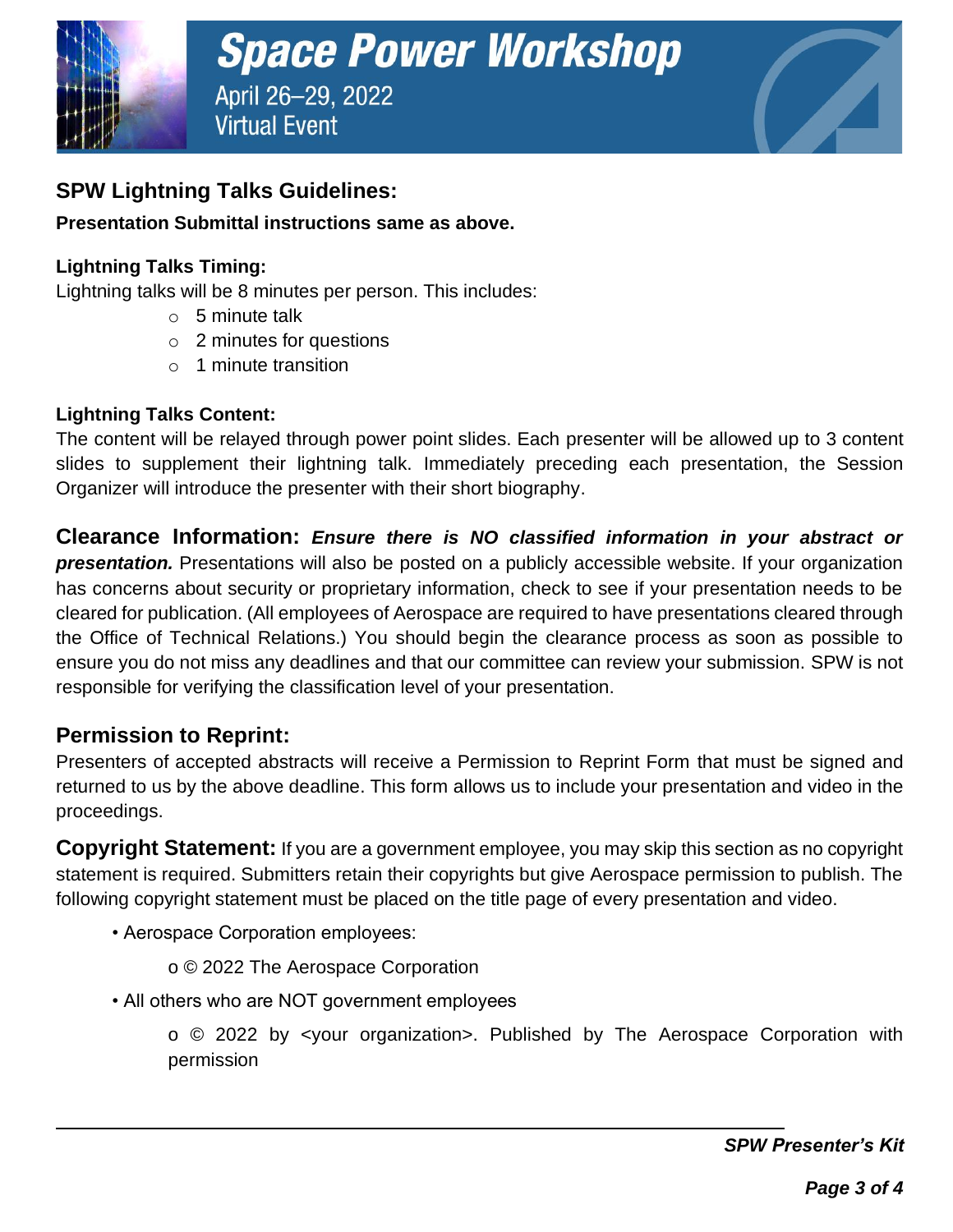## SPW Lightning Talks Guidelines:

**Presentation Submittal instructions same as above.**

### Lightning Talks Timing:

Lightning talks will be 8 minutes per person. This includes:

- 5 minute talk
- 2 minutes for questions
- 1 minute transition

### Lightning Talks Content:

The content will be relayed through power point slides. Each presenter will be allowed up to 3 content slides to supplement their lightning talk. Immediately preceding each presentation, the Session Organizer will introduce the presenter with their short biography.

**Clearance Information:** ***Ensure there is NO classified information in your abstract or presentation.*** Presentations will also be posted on a publicly accessible website. If your organization has concerns about security or proprietary information, check to see if your presentation needs to be cleared for publication. (All employees of Aerospace are required to have presentations cleared through the Office of Technical Relations.) You should begin the clearance process as soon as possible to ensure you do not miss any deadlines and that our committee can review your submission. SPW is not responsible for verifying the classification level of your presentation.

## Permission to Reprint:

Presenters of accepted abstracts will receive a Permission to Reprint Form that must be signed and returned to us by the above deadline. This form allows us to include your presentation and video in the proceedings.

**Copyright Statement:** If you are a government employee, you may skip this section as no copyright statement is required. Submitters retain their copyrights but give Aerospace permission to publish. The following copyright statement must be placed on the title page of every presentation and video.

- Aerospace Corporation employees:
  - © 2022 The Aerospace Corporation
- All others who are NOT government employees
  - © 2022 by <your organization>. Published by The Aerospace Corporation with permission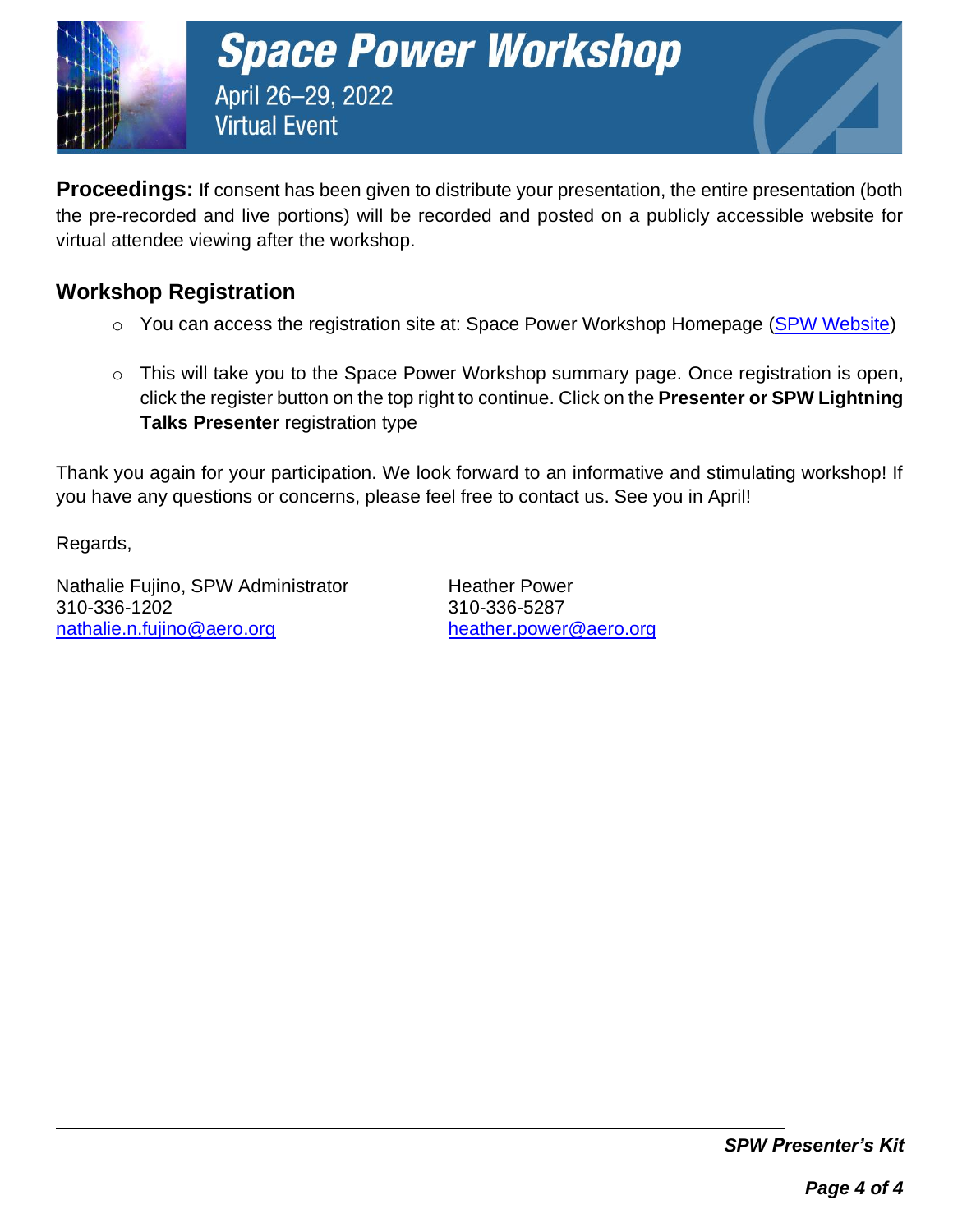**Proceedings:** If consent has been given to distribute your presentation, the entire presentation (both the pre-recorded and live portions) will be recorded and posted on a publicly accessible website for virtual attendee viewing after the workshop.

## Workshop Registration

- You can access the registration site at: Space Power Workshop Homepage (SPW Website)
- This will take you to the Space Power Workshop summary page. Once registration is open, click the register button on the top right to continue. Click on the **Presenter or SPW Lightning Talks Presenter** registration type

Thank you again for your participation. We look forward to an informative and stimulating workshop! If you have any questions or concerns, please feel free to contact us. See you in April!

Regards,

Nathalie Fujino, SPW Administrator
310-336-1202
nathalie.n.fujino@aero.org

Heather Power
310-336-5287
heather.power@aero.org